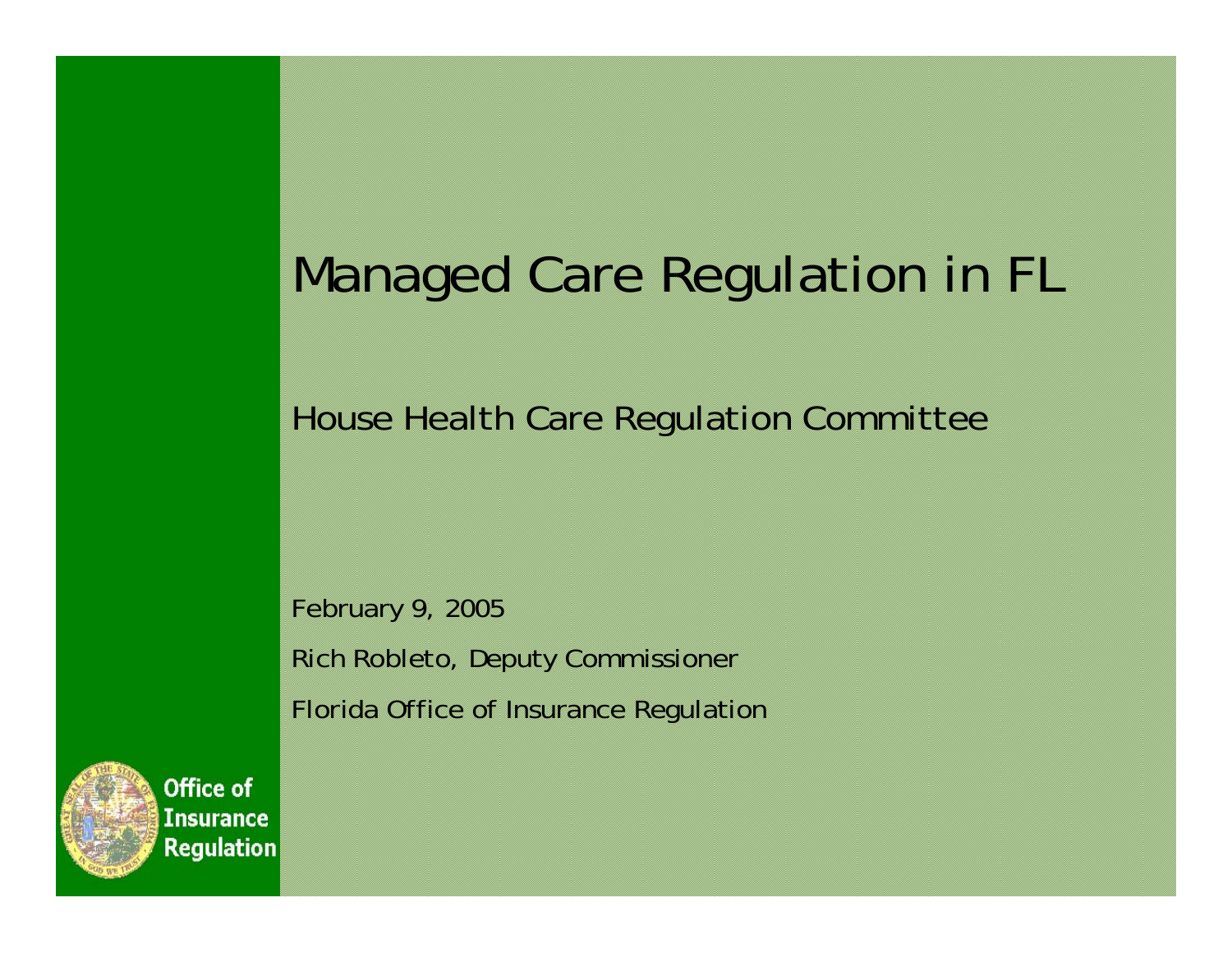# Managed Care Regulation in FL

House Health Care Regulation Committee

February 9, 2005

Rich Robleto, Deputy Commissioner

Florida Office of Insurance Regulation

Office of Insurance Regulation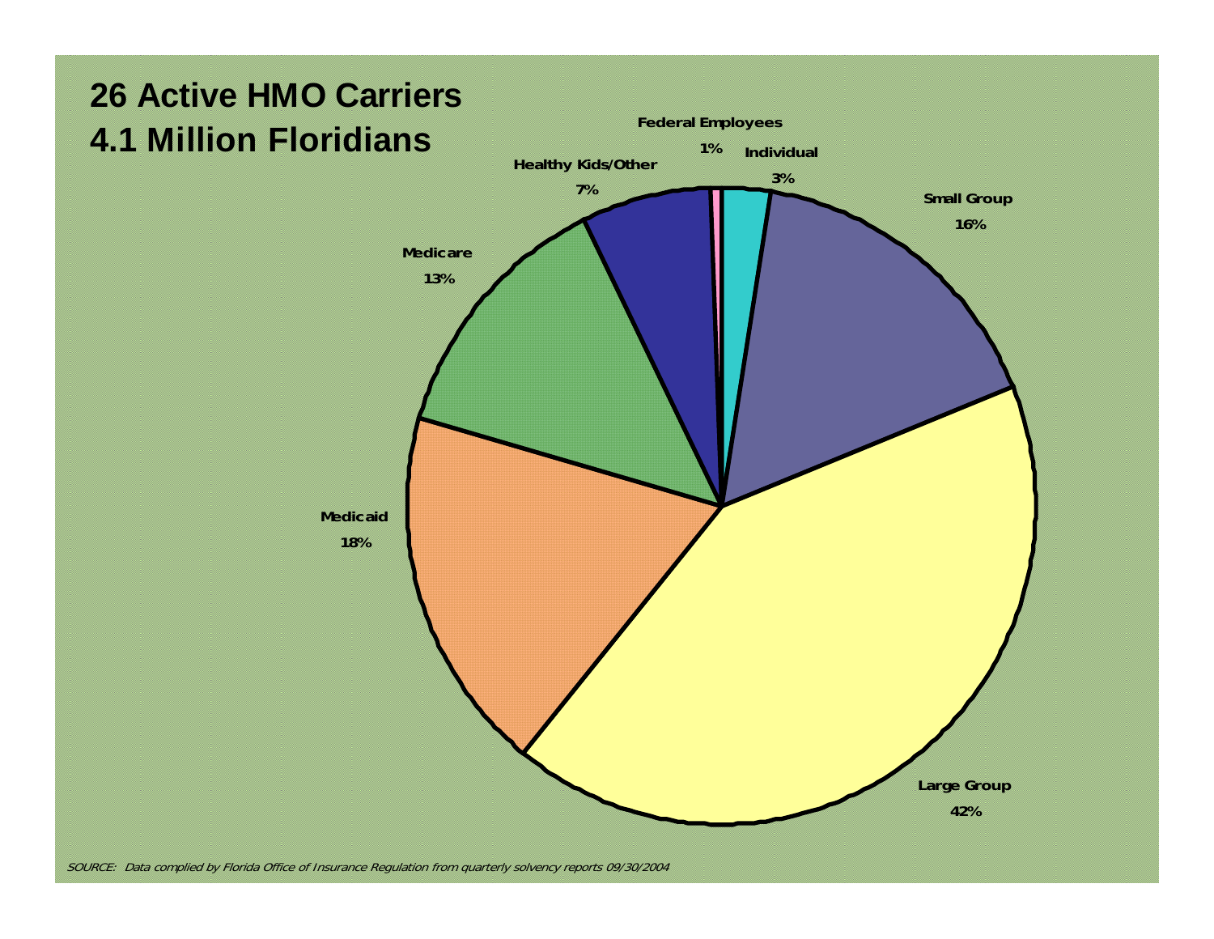# 26 Active HMO Carriers
# 4.1 Million Floridians

| Category | Percentage |
| --- | --- |
| Federal Employees | 1% |
| Individual | 3% |
| Small Group | 16% |
| Large Group | 42% |
| Medicaid | 18% |
| Medicare | 13% |
| Healthy Kids/Other | 7% |

*SOURCE: Data complied by Florida Office of Insurance Regulation from quarterly solvency reports 09/30/2004*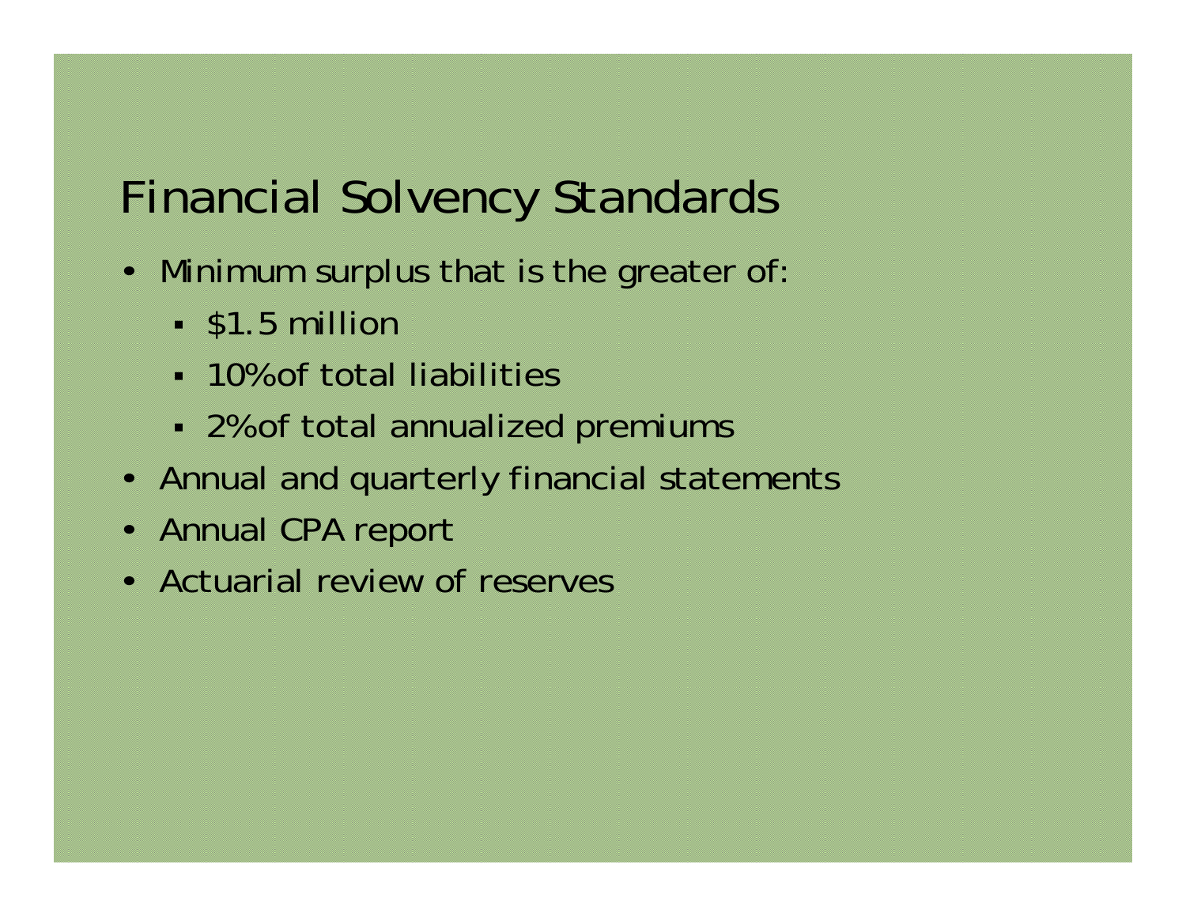# Financial Solvency Standards

- Minimum surplus that is the greater of:
  - $1.5 million
  - 10% of total liabilities
  - 2% of total annualized premiums
- Annual and quarterly financial statements
- Annual CPA report
- Actuarial review of reserves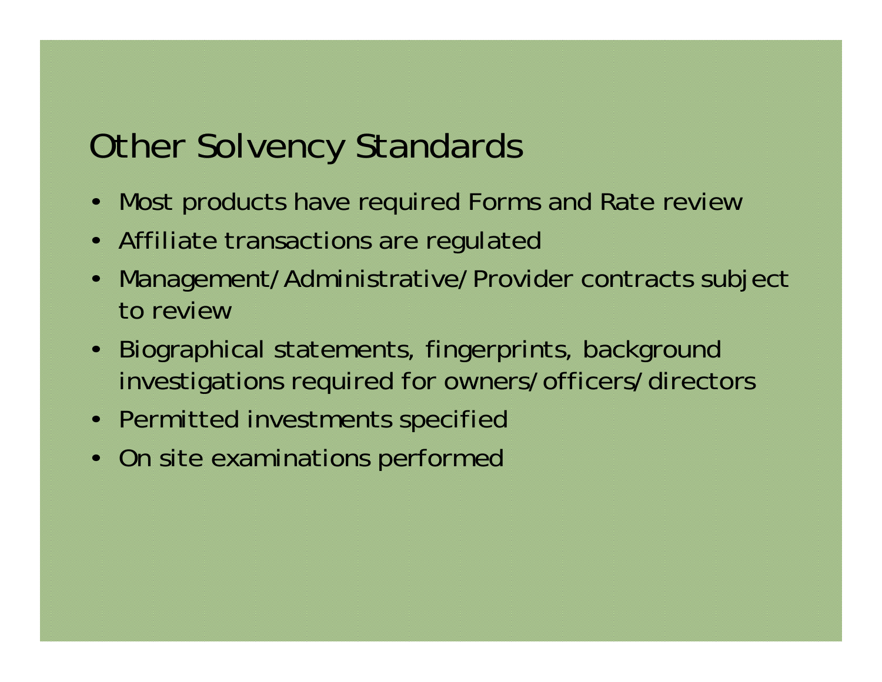# Other Solvency Standards

- Most products have required Forms and Rate review
- Affiliate transactions are regulated
- Management/Administrative/Provider contracts subject to review
- Biographical statements, fingerprints, background investigations required for owners/officers/directors
- Permitted investments specified
- On site examinations performed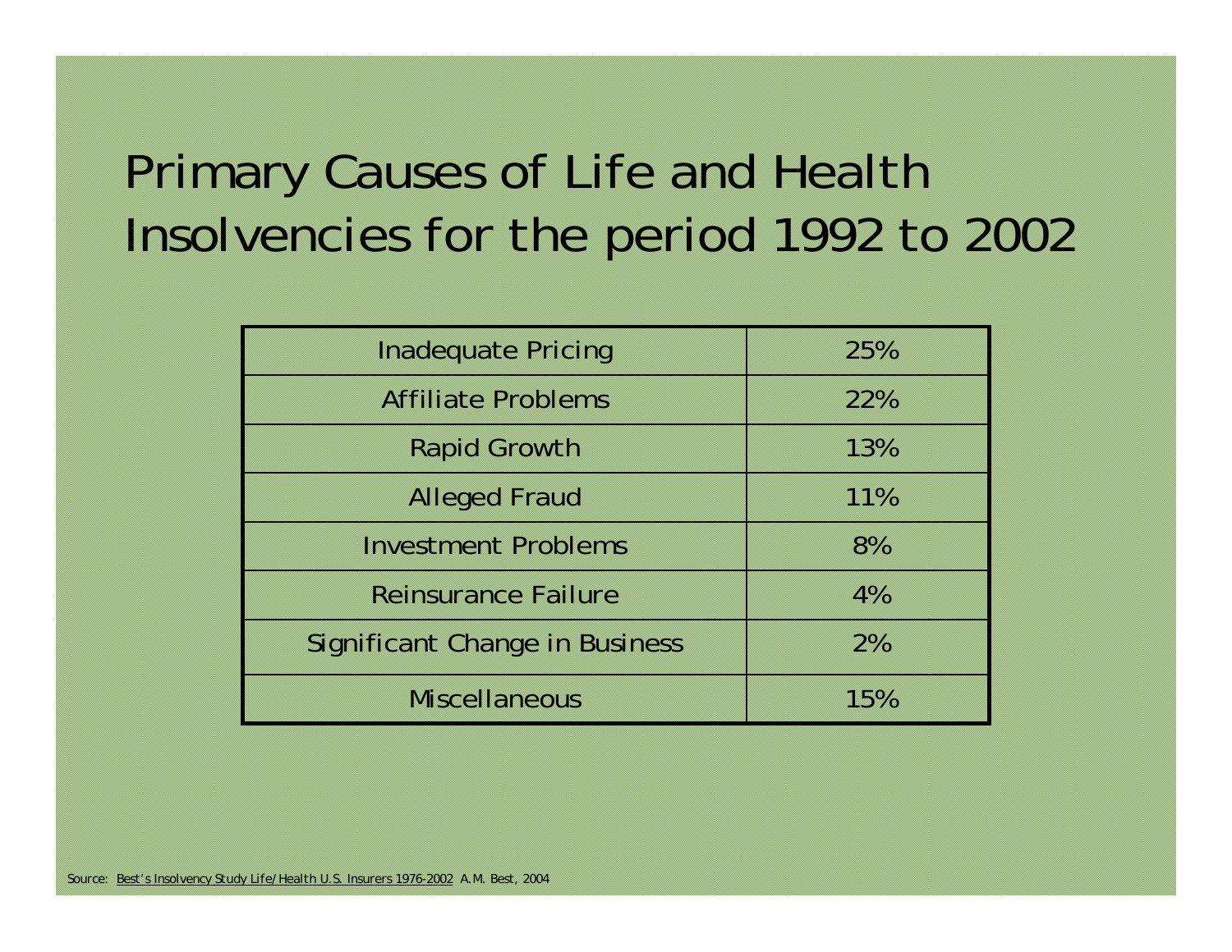# Primary Causes of Life and Health Insolvencies for the period 1992 to 2002

| Cause | Percentage |
| --- | --- |
| Inadequate Pricing | 25% |
| Affiliate Problems | 22% |
| Rapid Growth | 13% |
| Alleged Fraud | 11% |
| Investment Problems | 8% |
| Reinsurance Failure | 4% |
| Significant Change in Business | 2% |
| Miscellaneous | 15% |

Source: Best's Insolvency Study Life/Health U.S. Insurers 1976-2002 A.M. Best, 2004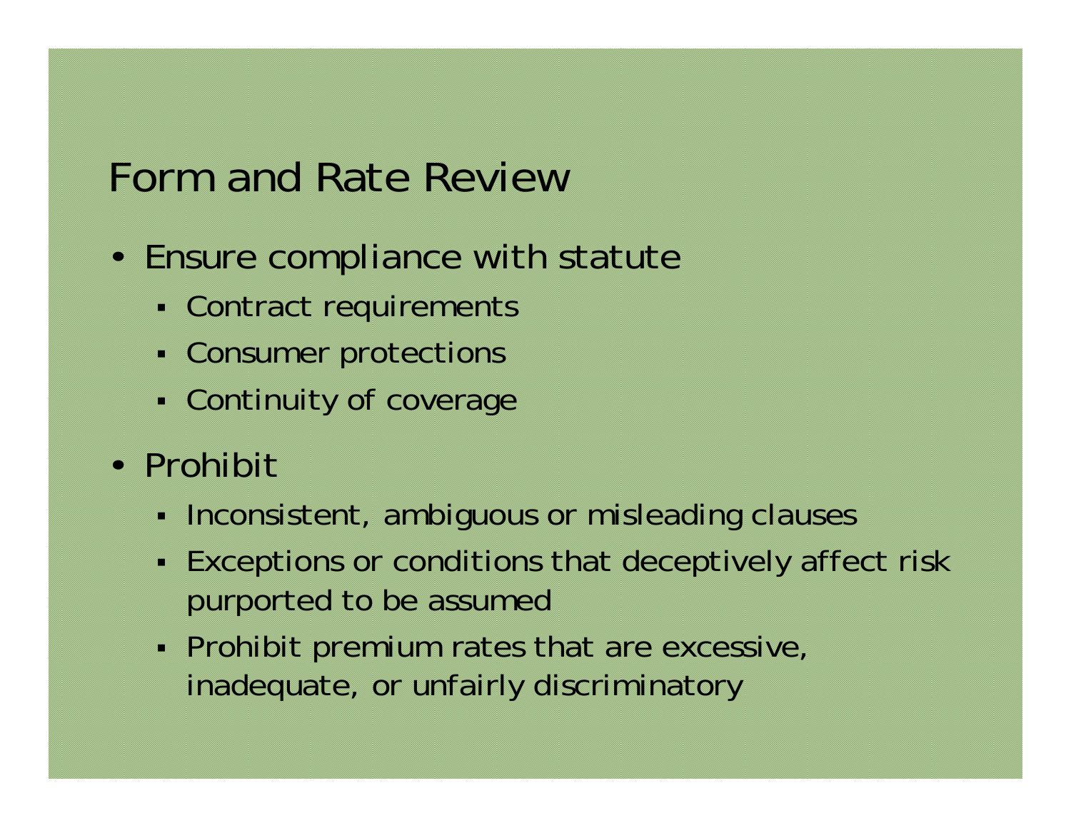# Form and Rate Review

- Ensure compliance with statute
  - Contract requirements
  - Consumer protections
  - Continuity of coverage
- Prohibit
  - Inconsistent, ambiguous or misleading clauses
  - Exceptions or conditions that deceptively affect risk purported to be assumed
  - Prohibit premium rates that are excessive, inadequate, or unfairly discriminatory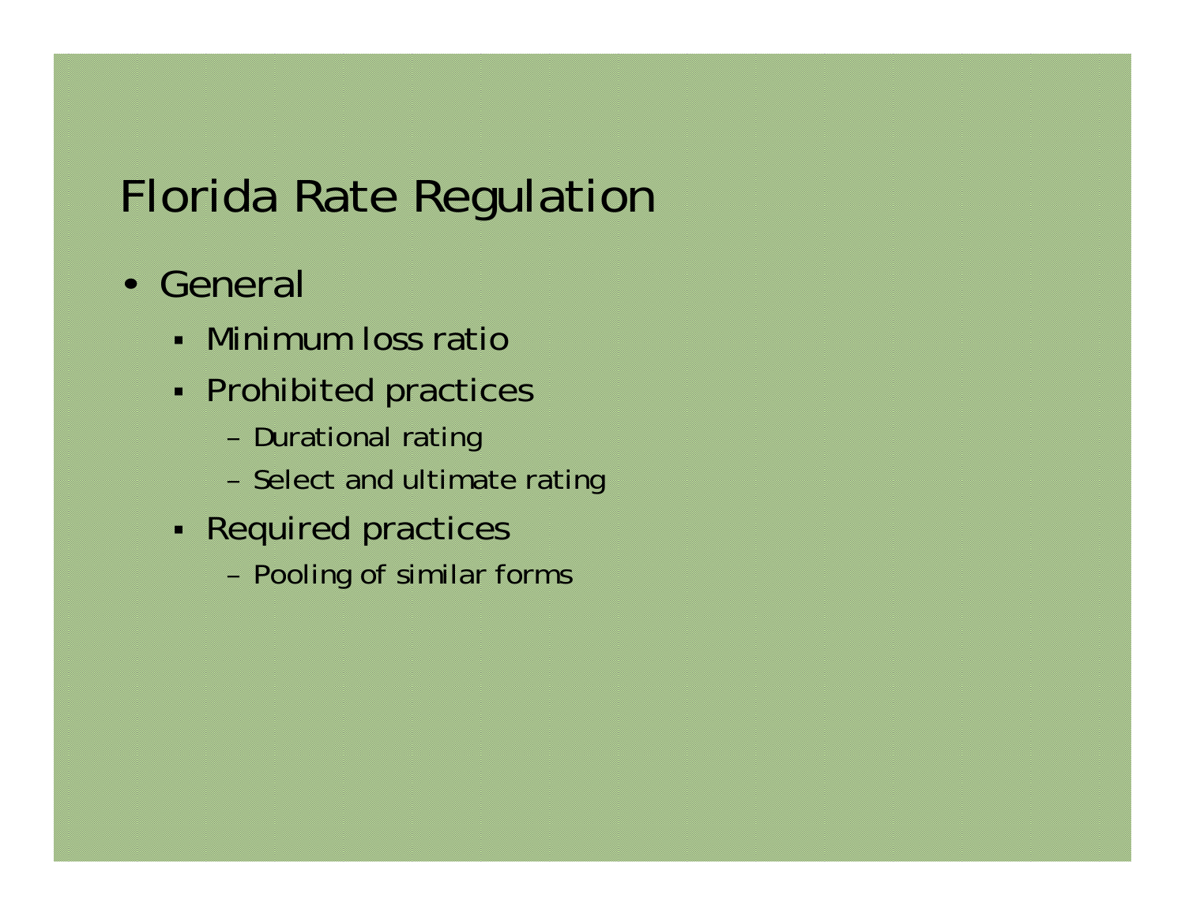# Florida Rate Regulation

- General
  - Minimum loss ratio
  - Prohibited practices
    - Durational rating
    - Select and ultimate rating
  - Required practices
    - Pooling of similar forms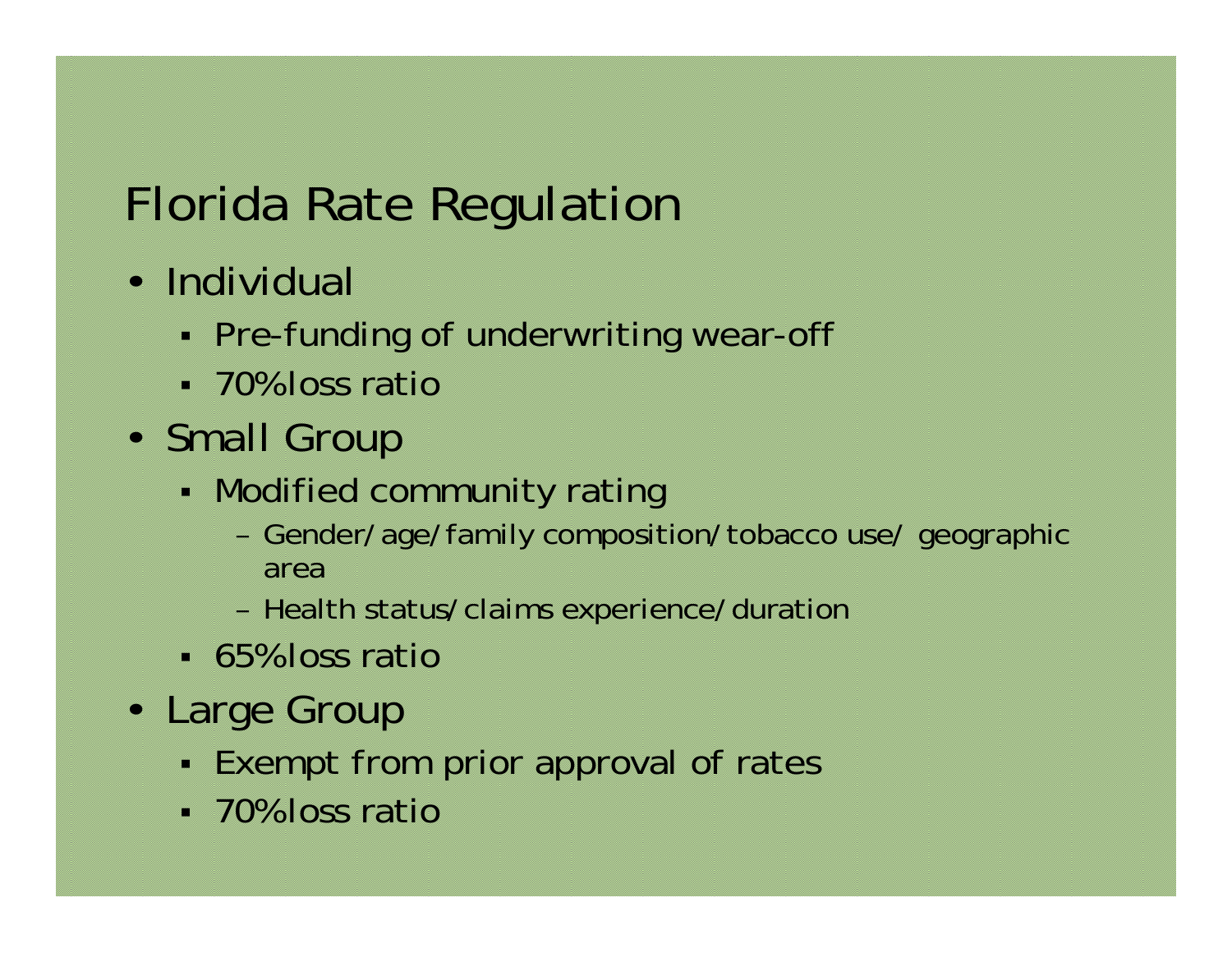# Florida Rate Regulation

- Individual
  - Pre-funding of underwriting wear-off
  - 70% loss ratio
- Small Group
  - Modified community rating
    - Gender/age/family composition/tobacco use/ geographic area
    - Health status/claims experience/duration
  - 65% loss ratio
- Large Group
  - Exempt from prior approval of rates
  - 70% loss ratio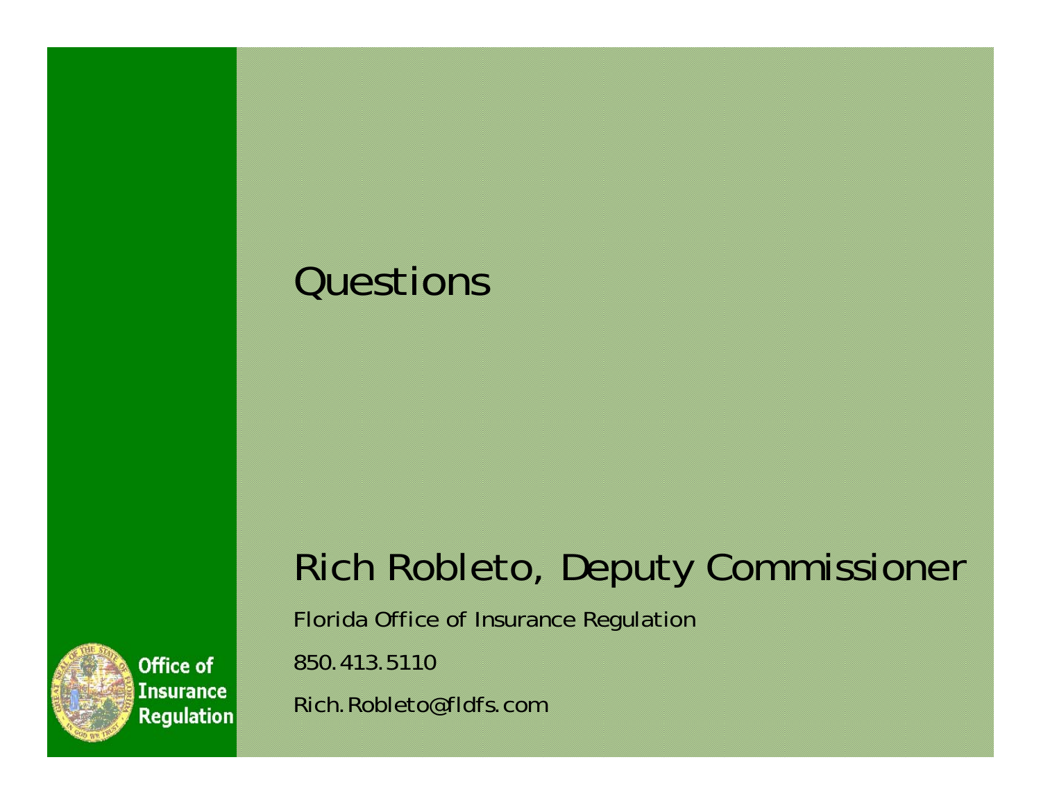# Questions

## Rich Robleto, Deputy Commissioner

Florida Office of Insurance Regulation

850.413.5110

Rich.Robleto@fldfs.com

Office of Insurance Regulation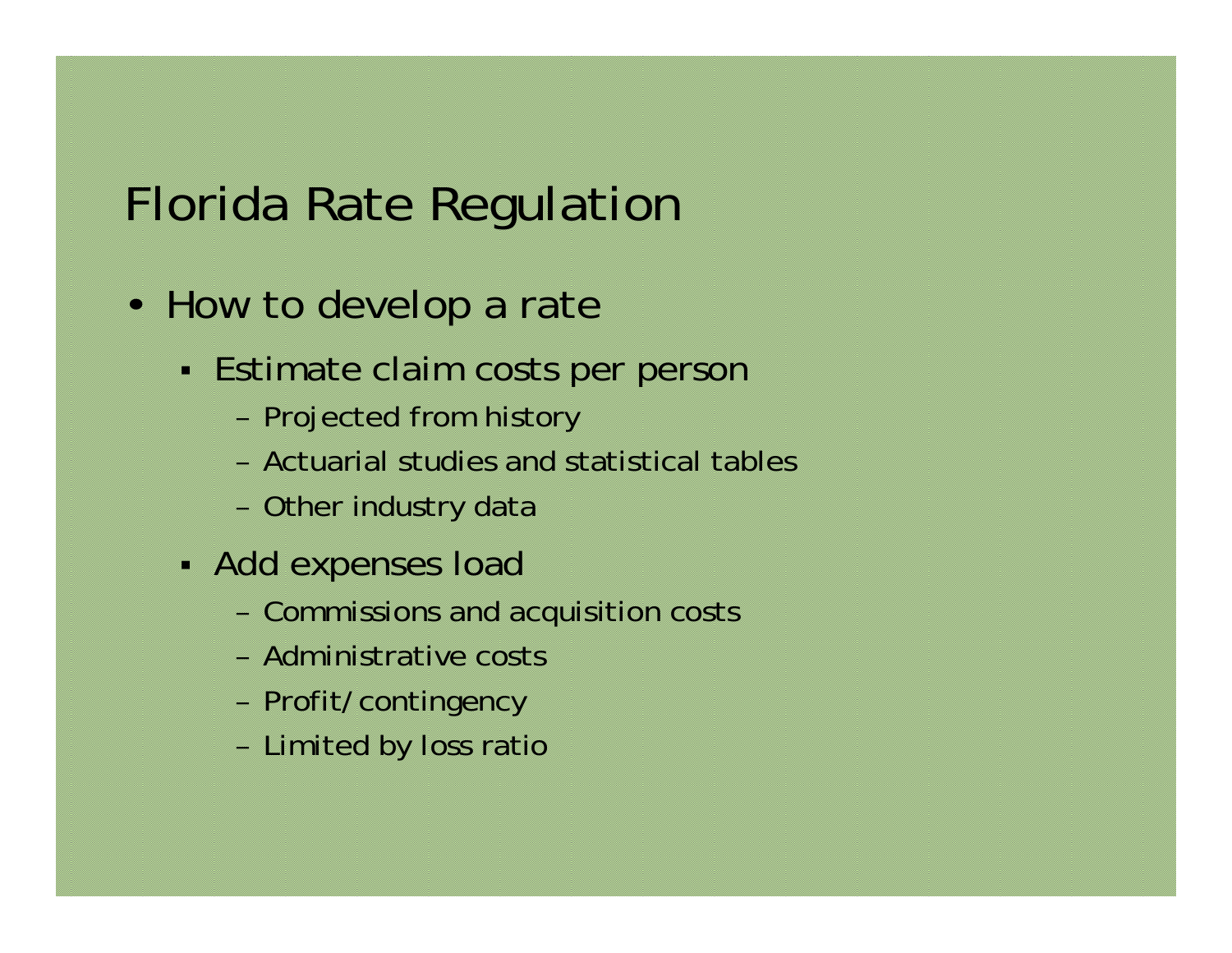# Florida Rate Regulation

- How to develop a rate
  - Estimate claim costs per person
    - Projected from history
    - Actuarial studies and statistical tables
    - Other industry data
  - Add expenses load
    - Commissions and acquisition costs
    - Administrative costs
    - Profit/contingency
    - Limited by loss ratio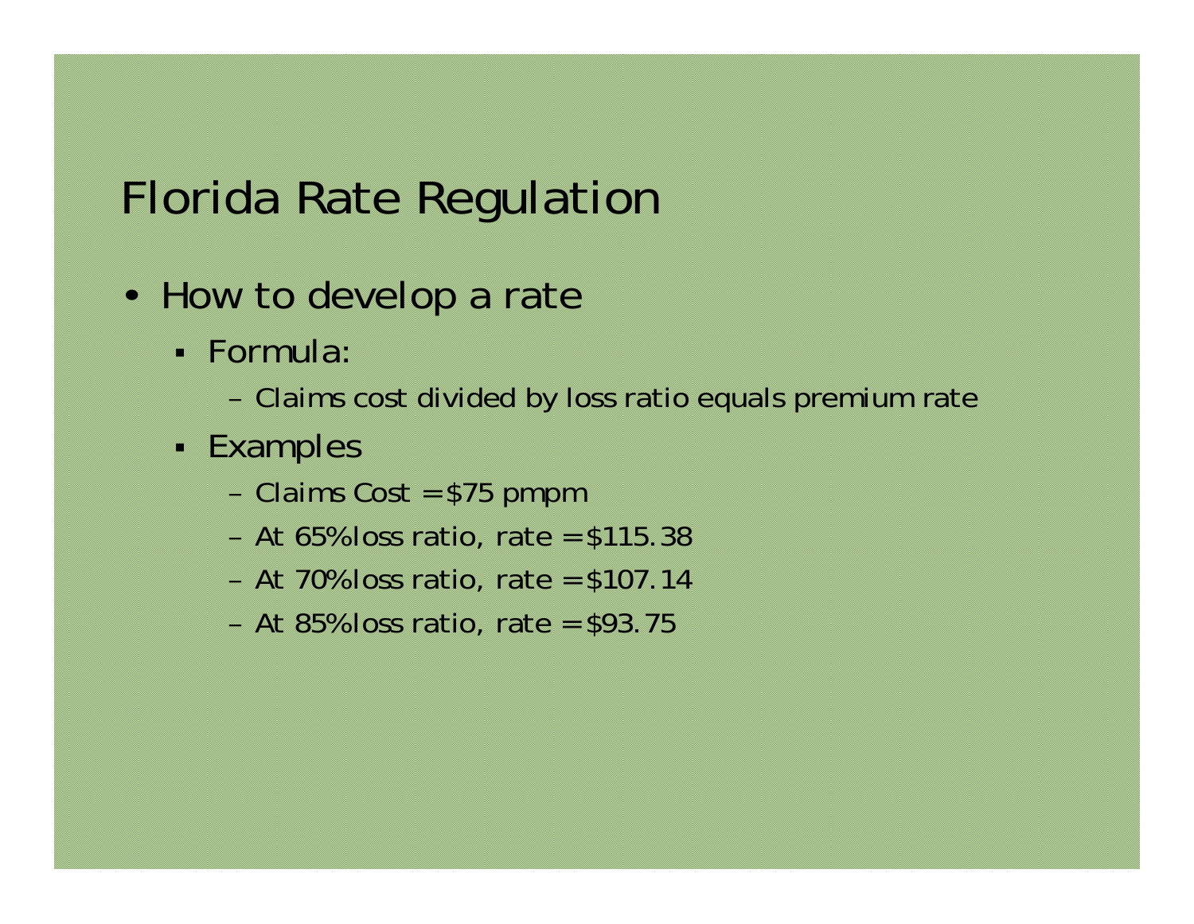# Florida Rate Regulation

- How to develop a rate
  - Formula:
    - Claims cost divided by loss ratio equals premium rate
  - Examples
    - Claims Cost = $75 pmpm
    - At 65% loss ratio, rate = $115.38
    - At 70% loss ratio, rate = $107.14
    - At 85% loss ratio, rate = $93.75